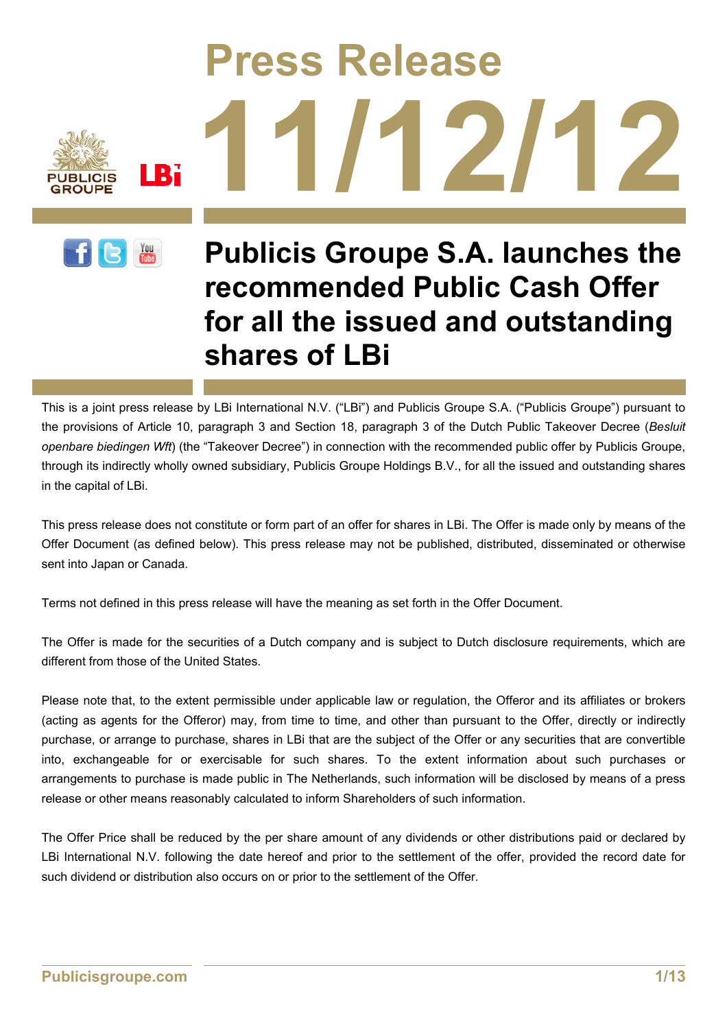# Press Release

# 11/12/12

## Publicis Groupe S.A. launches the recommended Public Cash Offer for all the issued and outstanding shares of LBi

This is a joint press release by LBi International N.V. ("LBi") and Publicis Groupe S.A. ("Publicis Groupe") pursuant to the provisions of Article 10, paragraph 3 and Section 18, paragraph 3 of the Dutch Public Takeover Decree (*Besluit openbare biedingen Wft*) (the "Takeover Decree") in connection with the recommended public offer by Publicis Groupe, through its indirectly wholly owned subsidiary, Publicis Groupe Holdings B.V., for all the issued and outstanding shares in the capital of LBi.

This press release does not constitute or form part of an offer for shares in LBi. The Offer is made only by means of the Offer Document (as defined below). This press release may not be published, distributed, disseminated or otherwise sent into Japan or Canada.

Terms not defined in this press release will have the meaning as set forth in the Offer Document.

The Offer is made for the securities of a Dutch company and is subject to Dutch disclosure requirements, which are different from those of the United States.

Please note that, to the extent permissible under applicable law or regulation, the Offeror and its affiliates or brokers (acting as agents for the Offeror) may, from time to time, and other than pursuant to the Offer, directly or indirectly purchase, or arrange to purchase, shares in LBi that are the subject of the Offer or any securities that are convertible into, exchangeable for or exercisable for such shares. To the extent information about such purchases or arrangements to purchase is made public in The Netherlands, such information will be disclosed by means of a press release or other means reasonably calculated to inform Shareholders of such information.

The Offer Price shall be reduced by the per share amount of any dividends or other distributions paid or declared by LBi International N.V. following the date hereof and prior to the settlement of the offer, provided the record date for such dividend or distribution also occurs on or prior to the settlement of the Offer.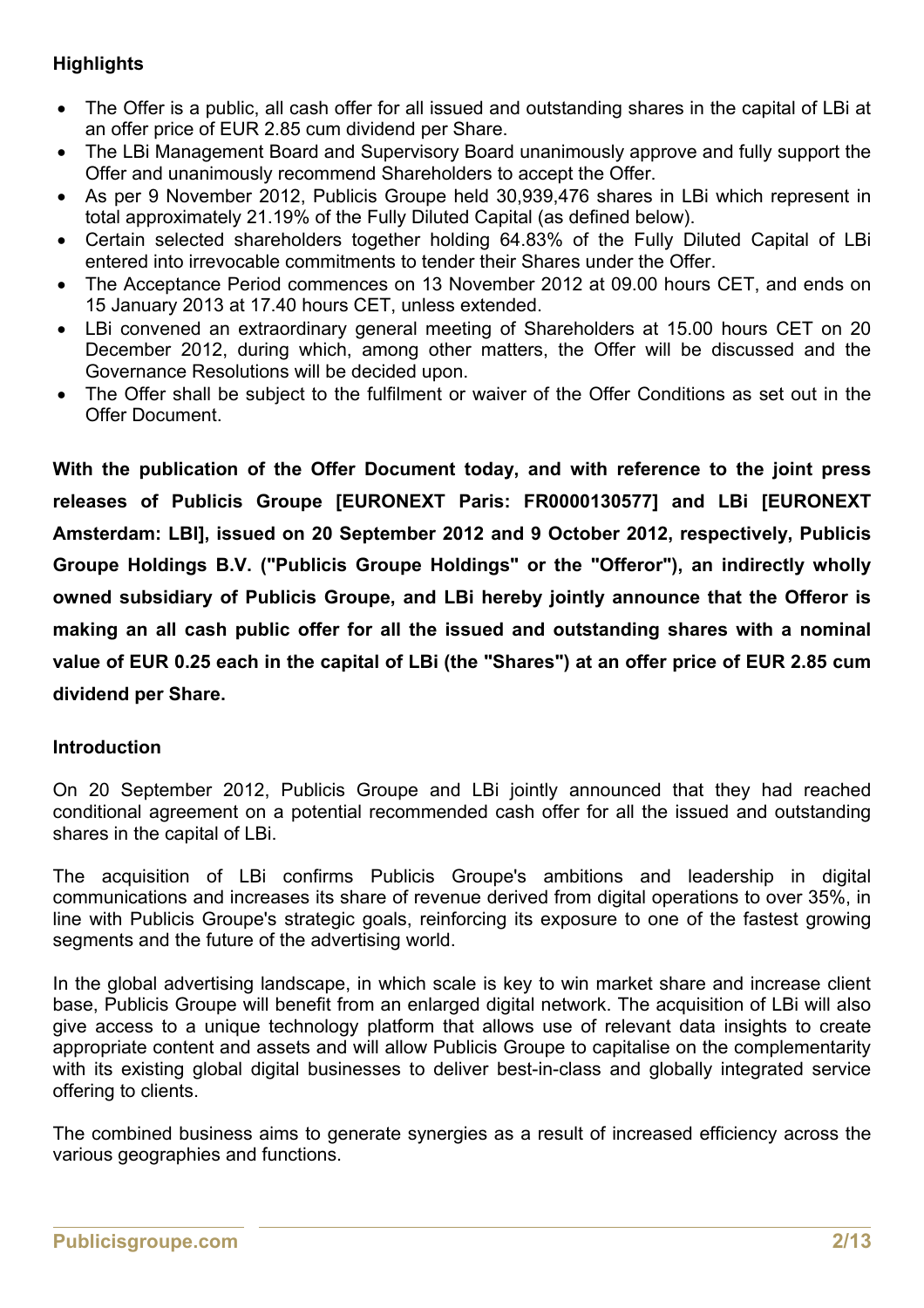## Highlights

- The Offer is a public, all cash offer for all issued and outstanding shares in the capital of LBi at an offer price of EUR 2.85 cum dividend per Share.
- The LBi Management Board and Supervisory Board unanimously approve and fully support the Offer and unanimously recommend Shareholders to accept the Offer.
- As per 9 November 2012, Publicis Groupe held 30,939,476 shares in LBi which represent in total approximately 21.19% of the Fully Diluted Capital (as defined below).
- Certain selected shareholders together holding 64.83% of the Fully Diluted Capital of LBi entered into irrevocable commitments to tender their Shares under the Offer.
- The Acceptance Period commences on 13 November 2012 at 09.00 hours CET, and ends on 15 January 2013 at 17.40 hours CET, unless extended.
- LBi convened an extraordinary general meeting of Shareholders at 15.00 hours CET on 20 December 2012, during which, among other matters, the Offer will be discussed and the Governance Resolutions will be decided upon.
- The Offer shall be subject to the fulfilment or waiver of the Offer Conditions as set out in the Offer Document.

**With the publication of the Offer Document today, and with reference to the joint press releases of Publicis Groupe [EURONEXT Paris: FR0000130577] and LBi [EURONEXT Amsterdam: LBI], issued on 20 September 2012 and 9 October 2012, respectively, Publicis Groupe Holdings B.V. ("Publicis Groupe Holdings" or the "Offeror"), an indirectly wholly owned subsidiary of Publicis Groupe, and LBi hereby jointly announce that the Offeror is making an all cash public offer for all the issued and outstanding shares with a nominal value of EUR 0.25 each in the capital of LBi (the "Shares") at an offer price of EUR 2.85 cum dividend per Share.**

## Introduction

On 20 September 2012, Publicis Groupe and LBi jointly announced that they had reached conditional agreement on a potential recommended cash offer for all the issued and outstanding shares in the capital of LBi.

The acquisition of LBi confirms Publicis Groupe's ambitions and leadership in digital communications and increases its share of revenue derived from digital operations to over 35%, in line with Publicis Groupe's strategic goals, reinforcing its exposure to one of the fastest growing segments and the future of the advertising world.

In the global advertising landscape, in which scale is key to win market share and increase client base, Publicis Groupe will benefit from an enlarged digital network. The acquisition of LBi will also give access to a unique technology platform that allows use of relevant data insights to create appropriate content and assets and will allow Publicis Groupe to capitalise on the complementarity with its existing global digital businesses to deliver best-in-class and globally integrated service offering to clients.

The combined business aims to generate synergies as a result of increased efficiency across the various geographies and functions.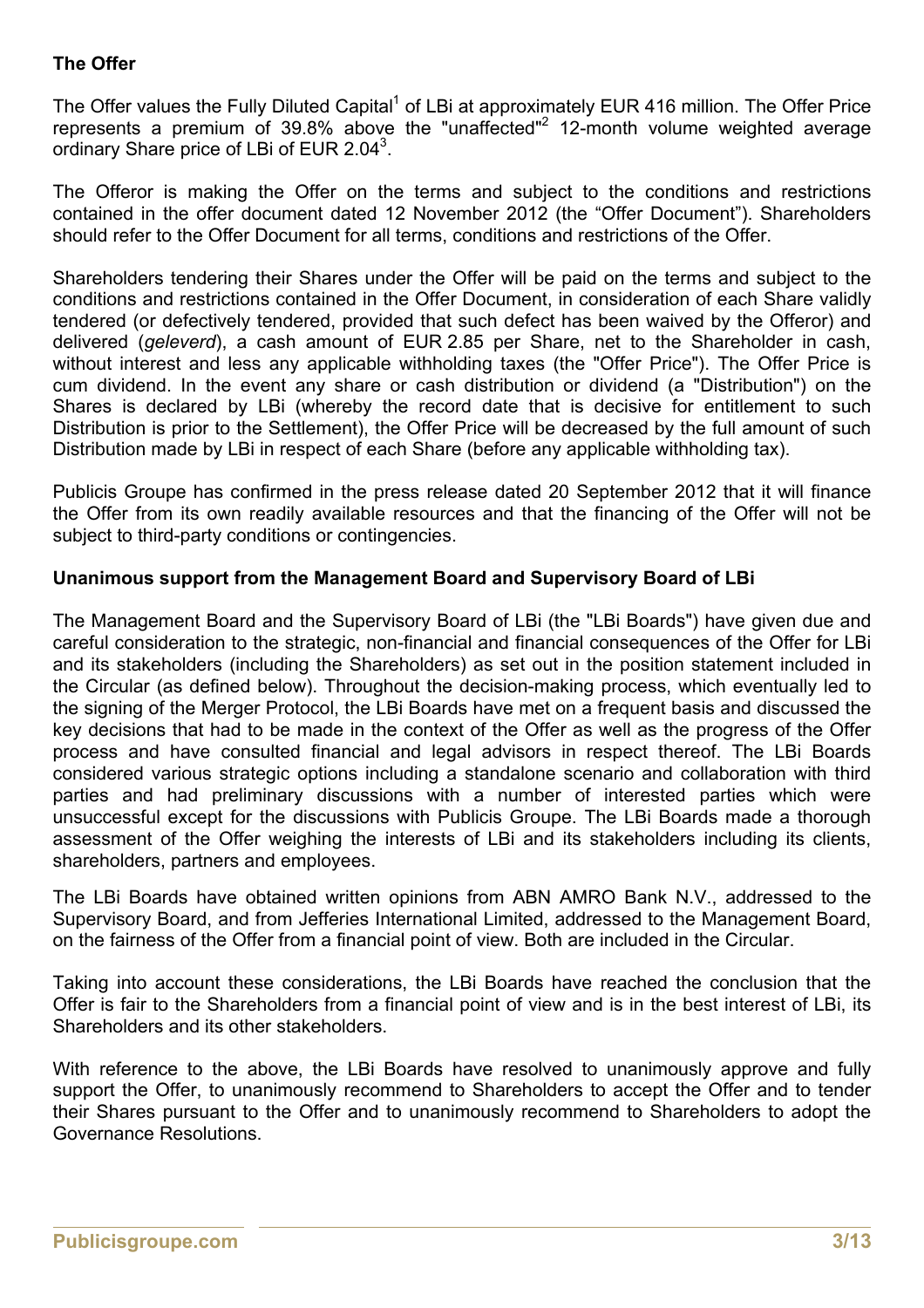**The Offer**

The Offer values the Fully Diluted Capital[1] of LBi at approximately EUR 416 million. The Offer Price represents a premium of 39.8% above the "unaffected"[2] 12-month volume weighted average ordinary Share price of LBi of EUR 2.04[3].

The Offeror is making the Offer on the terms and subject to the conditions and restrictions contained in the offer document dated 12 November 2012 (the "Offer Document"). Shareholders should refer to the Offer Document for all terms, conditions and restrictions of the Offer.

Shareholders tendering their Shares under the Offer will be paid on the terms and subject to the conditions and restrictions contained in the Offer Document, in consideration of each Share validly tendered (or defectively tendered, provided that such defect has been waived by the Offeror) and delivered (*geleverd*), a cash amount of EUR 2.85 per Share, net to the Shareholder in cash, without interest and less any applicable withholding taxes (the "Offer Price"). The Offer Price is cum dividend. In the event any share or cash distribution or dividend (a "Distribution") on the Shares is declared by LBi (whereby the record date that is decisive for entitlement to such Distribution is prior to the Settlement), the Offer Price will be decreased by the full amount of such Distribution made by LBi in respect of each Share (before any applicable withholding tax).

Publicis Groupe has confirmed in the press release dated 20 September 2012 that it will finance the Offer from its own readily available resources and that the financing of the Offer will not be subject to third-party conditions or contingencies.

**Unanimous support from the Management Board and Supervisory Board of LBi**

The Management Board and the Supervisory Board of LBi (the "LBi Boards") have given due and careful consideration to the strategic, non-financial and financial consequences of the Offer for LBi and its stakeholders (including the Shareholders) as set out in the position statement included in the Circular (as defined below). Throughout the decision-making process, which eventually led to the signing of the Merger Protocol, the LBi Boards have met on a frequent basis and discussed the key decisions that had to be made in the context of the Offer as well as the progress of the Offer process and have consulted financial and legal advisors in respect thereof. The LBi Boards considered various strategic options including a standalone scenario and collaboration with third parties and had preliminary discussions with a number of interested parties which were unsuccessful except for the discussions with Publicis Groupe. The LBi Boards made a thorough assessment of the Offer weighing the interests of LBi and its stakeholders including its clients, shareholders, partners and employees.

The LBi Boards have obtained written opinions from ABN AMRO Bank N.V., addressed to the Supervisory Board, and from Jefferies International Limited, addressed to the Management Board, on the fairness of the Offer from a financial point of view. Both are included in the Circular.

Taking into account these considerations, the LBi Boards have reached the conclusion that the Offer is fair to the Shareholders from a financial point of view and is in the best interest of LBi, its Shareholders and its other stakeholders.

With reference to the above, the LBi Boards have resolved to unanimously approve and fully support the Offer, to unanimously recommend to Shareholders to accept the Offer and to tender their Shares pursuant to the Offer and to unanimously recommend to Shareholders to adopt the Governance Resolutions.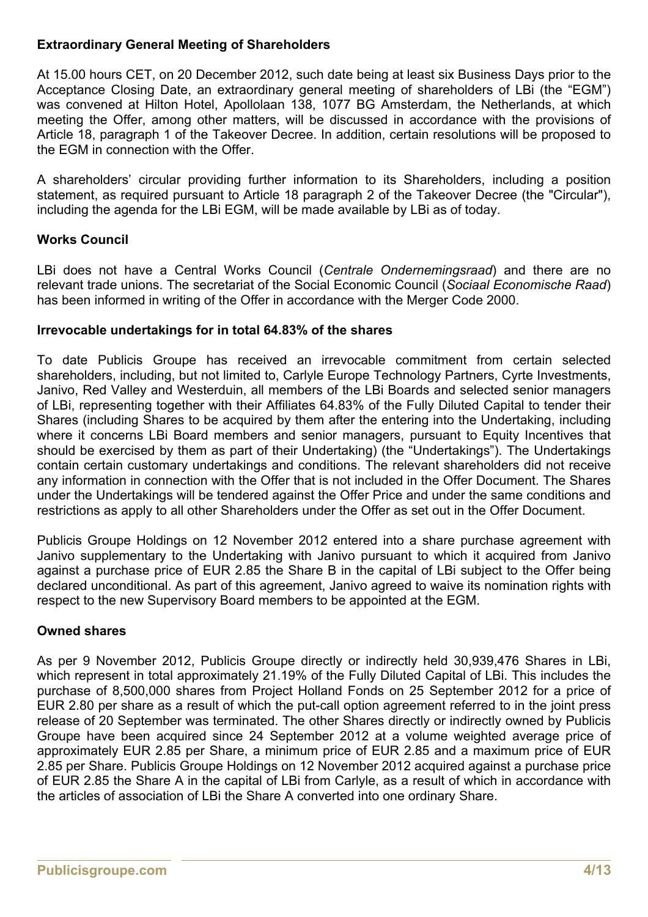**Extraordinary General Meeting of Shareholders**

At 15.00 hours CET, on 20 December 2012, such date being at least six Business Days prior to the Acceptance Closing Date, an extraordinary general meeting of shareholders of LBi (the "EGM") was convened at Hilton Hotel, Apollolaan 138, 1077 BG Amsterdam, the Netherlands, at which meeting the Offer, among other matters, will be discussed in accordance with the provisions of Article 18, paragraph 1 of the Takeover Decree. In addition, certain resolutions will be proposed to the EGM in connection with the Offer.

A shareholders' circular providing further information to its Shareholders, including a position statement, as required pursuant to Article 18 paragraph 2 of the Takeover Decree (the "Circular"), including the agenda for the LBi EGM, will be made available by LBi as of today.

**Works Council**

LBi does not have a Central Works Council (*Centrale Ondernemingsraad*) and there are no relevant trade unions. The secretariat of the Social Economic Council (*Sociaal Economische Raad*) has been informed in writing of the Offer in accordance with the Merger Code 2000.

**Irrevocable undertakings for in total 64.83% of the shares**

To date Publicis Groupe has received an irrevocable commitment from certain selected shareholders, including, but not limited to, Carlyle Europe Technology Partners, Cyrte Investments, Janivo, Red Valley and Westerduin, all members of the LBi Boards and selected senior managers of LBi, representing together with their Affiliates 64.83% of the Fully Diluted Capital to tender their Shares (including Shares to be acquired by them after the entering into the Undertaking, including where it concerns LBi Board members and senior managers, pursuant to Equity Incentives that should be exercised by them as part of their Undertaking) (the "Undertakings"). The Undertakings contain certain customary undertakings and conditions. The relevant shareholders did not receive any information in connection with the Offer that is not included in the Offer Document. The Shares under the Undertakings will be tendered against the Offer Price and under the same conditions and restrictions as apply to all other Shareholders under the Offer as set out in the Offer Document.

Publicis Groupe Holdings on 12 November 2012 entered into a share purchase agreement with Janivo supplementary to the Undertaking with Janivo pursuant to which it acquired from Janivo against a purchase price of EUR 2.85 the Share B in the capital of LBi subject to the Offer being declared unconditional. As part of this agreement, Janivo agreed to waive its nomination rights with respect to the new Supervisory Board members to be appointed at the EGM.

**Owned shares**

As per 9 November 2012, Publicis Groupe directly or indirectly held 30,939,476 Shares in LBi, which represent in total approximately 21.19% of the Fully Diluted Capital of LBi. This includes the purchase of 8,500,000 shares from Project Holland Fonds on 25 September 2012 for a price of EUR 2.80 per share as a result of which the put-call option agreement referred to in the joint press release of 20 September was terminated. The other Shares directly or indirectly owned by Publicis Groupe have been acquired since 24 September 2012 at a volume weighted average price of approximately EUR 2.85 per Share, a minimum price of EUR 2.85 and a maximum price of EUR 2.85 per Share. Publicis Groupe Holdings on 12 November 2012 acquired against a purchase price of EUR 2.85 the Share A in the capital of LBi from Carlyle, as a result of which in accordance with the articles of association of LBi the Share A converted into one ordinary Share.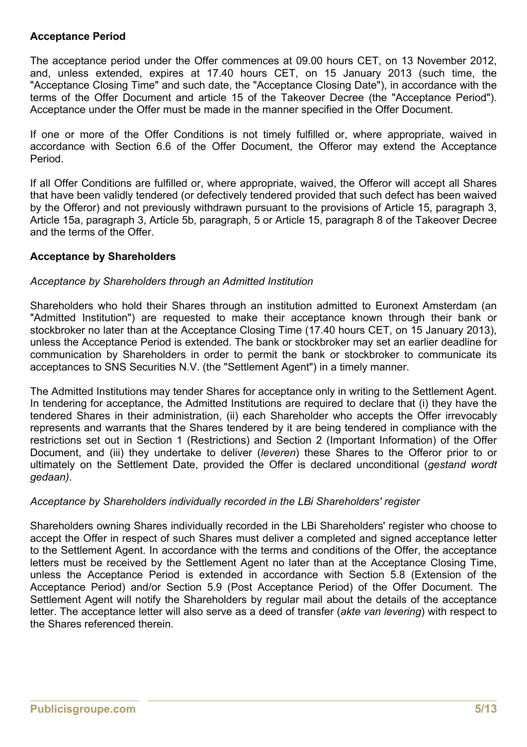**Acceptance Period**

The acceptance period under the Offer commences at 09.00 hours CET, on 13 November 2012, and, unless extended, expires at 17.40 hours CET, on 15 January 2013 (such time, the "Acceptance Closing Time" and such date, the "Acceptance Closing Date"), in accordance with the terms of the Offer Document and article 15 of the Takeover Decree (the "Acceptance Period"). Acceptance under the Offer must be made in the manner specified in the Offer Document.

If one or more of the Offer Conditions is not timely fulfilled or, where appropriate, waived in accordance with Section 6.6 of the Offer Document, the Offeror may extend the Acceptance Period.

If all Offer Conditions are fulfilled or, where appropriate, waived, the Offeror will accept all Shares that have been validly tendered (or defectively tendered provided that such defect has been waived by the Offeror) and not previously withdrawn pursuant to the provisions of Article 15, paragraph 3, Article 15a, paragraph 3, Article 5b, paragraph, 5 or Article 15, paragraph 8 of the Takeover Decree and the terms of the Offer.

**Acceptance by Shareholders**

*Acceptance by Shareholders through an Admitted Institution*

Shareholders who hold their Shares through an institution admitted to Euronext Amsterdam (an "Admitted Institution") are requested to make their acceptance known through their bank or stockbroker no later than at the Acceptance Closing Time (17.40 hours CET, on 15 January 2013), unless the Acceptance Period is extended. The bank or stockbroker may set an earlier deadline for communication by Shareholders in order to permit the bank or stockbroker to communicate its acceptances to SNS Securities N.V. (the "Settlement Agent") in a timely manner.

The Admitted Institutions may tender Shares for acceptance only in writing to the Settlement Agent. In tendering for acceptance, the Admitted Institutions are required to declare that (i) they have the tendered Shares in their administration, (ii) each Shareholder who accepts the Offer irrevocably represents and warrants that the Shares tendered by it are being tendered in compliance with the restrictions set out in Section 1 (Restrictions) and Section 2 (Important Information) of the Offer Document, and (iii) they undertake to deliver (*leveren*) these Shares to the Offeror prior to or ultimately on the Settlement Date, provided the Offer is declared unconditional (*gestand wordt gedaan)*.

*Acceptance by Shareholders individually recorded in the LBi Shareholders' register*

Shareholders owning Shares individually recorded in the LBi Shareholders' register who choose to accept the Offer in respect of such Shares must deliver a completed and signed acceptance letter to the Settlement Agent. In accordance with the terms and conditions of the Offer, the acceptance letters must be received by the Settlement Agent no later than at the Acceptance Closing Time, unless the Acceptance Period is extended in accordance with Section 5.8 (Extension of the Acceptance Period) and/or Section 5.9 (Post Acceptance Period) of the Offer Document. The Settlement Agent will notify the Shareholders by regular mail about the details of the acceptance letter. The acceptance letter will also serve as a deed of transfer (*akte van levering*) with respect to the Shares referenced therein.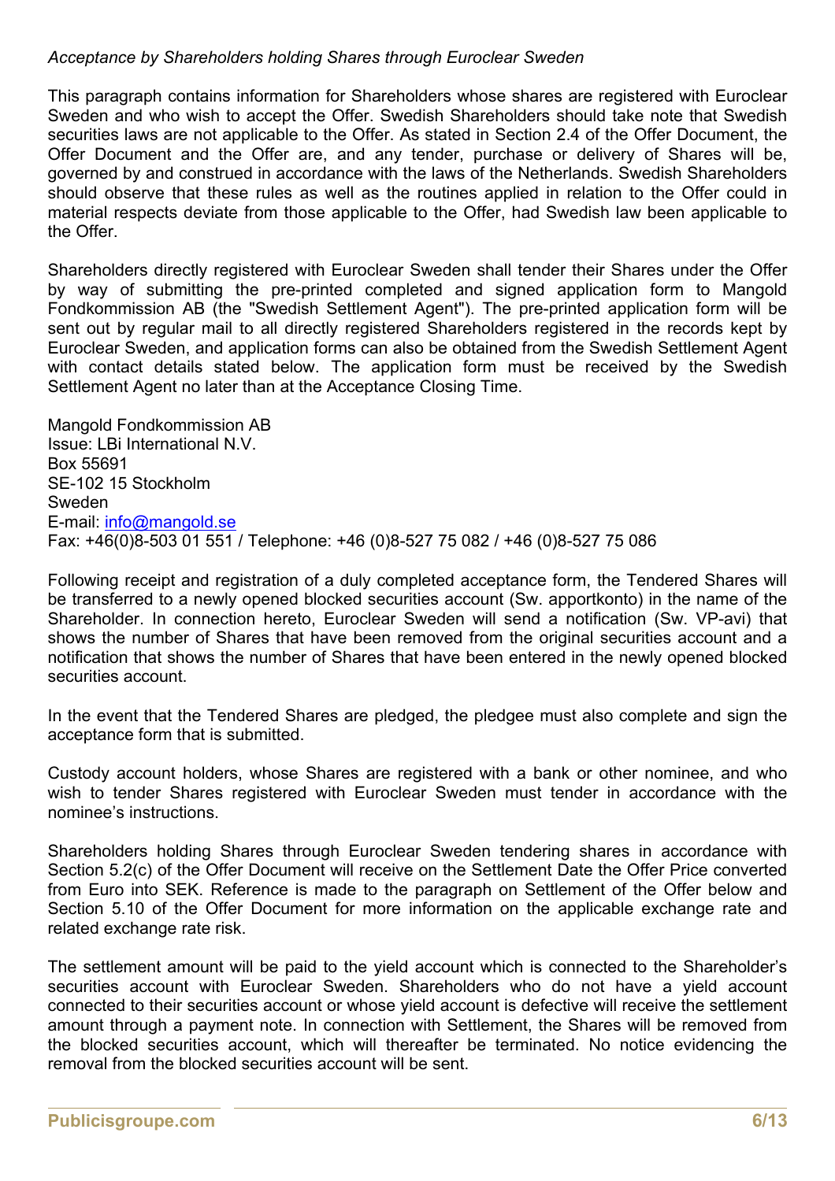*Acceptance by Shareholders holding Shares through Euroclear Sweden*

This paragraph contains information for Shareholders whose shares are registered with Euroclear Sweden and who wish to accept the Offer. Swedish Shareholders should take note that Swedish securities laws are not applicable to the Offer. As stated in Section 2.4 of the Offer Document, the Offer Document and the Offer are, and any tender, purchase or delivery of Shares will be, governed by and construed in accordance with the laws of the Netherlands. Swedish Shareholders should observe that these rules as well as the routines applied in relation to the Offer could in material respects deviate from those applicable to the Offer, had Swedish law been applicable to the Offer.

Shareholders directly registered with Euroclear Sweden shall tender their Shares under the Offer by way of submitting the pre-printed completed and signed application form to Mangold Fondkommission AB (the "Swedish Settlement Agent"). The pre-printed application form will be sent out by regular mail to all directly registered Shareholders registered in the records kept by Euroclear Sweden, and application forms can also be obtained from the Swedish Settlement Agent with contact details stated below. The application form must be received by the Swedish Settlement Agent no later than at the Acceptance Closing Time.

Mangold Fondkommission AB
Issue: LBi International N.V.
Box 55691
SE-102 15 Stockholm
Sweden
E-mail: info@mangold.se
Fax: +46(0)8-503 01 551 / Telephone: +46 (0)8-527 75 082 / +46 (0)8-527 75 086

Following receipt and registration of a duly completed acceptance form, the Tendered Shares will be transferred to a newly opened blocked securities account (Sw. apportkonto) in the name of the Shareholder. In connection hereto, Euroclear Sweden will send a notification (Sw. VP-avi) that shows the number of Shares that have been removed from the original securities account and a notification that shows the number of Shares that have been entered in the newly opened blocked securities account.

In the event that the Tendered Shares are pledged, the pledgee must also complete and sign the acceptance form that is submitted.

Custody account holders, whose Shares are registered with a bank or other nominee, and who wish to tender Shares registered with Euroclear Sweden must tender in accordance with the nominee's instructions.

Shareholders holding Shares through Euroclear Sweden tendering shares in accordance with Section 5.2(c) of the Offer Document will receive on the Settlement Date the Offer Price converted from Euro into SEK. Reference is made to the paragraph on Settlement of the Offer below and Section 5.10 of the Offer Document for more information on the applicable exchange rate and related exchange rate risk.

The settlement amount will be paid to the yield account which is connected to the Shareholder's securities account with Euroclear Sweden. Shareholders who do not have a yield account connected to their securities account or whose yield account is defective will receive the settlement amount through a payment note. In connection with Settlement, the Shares will be removed from the blocked securities account, which will thereafter be terminated. No notice evidencing the removal from the blocked securities account will be sent.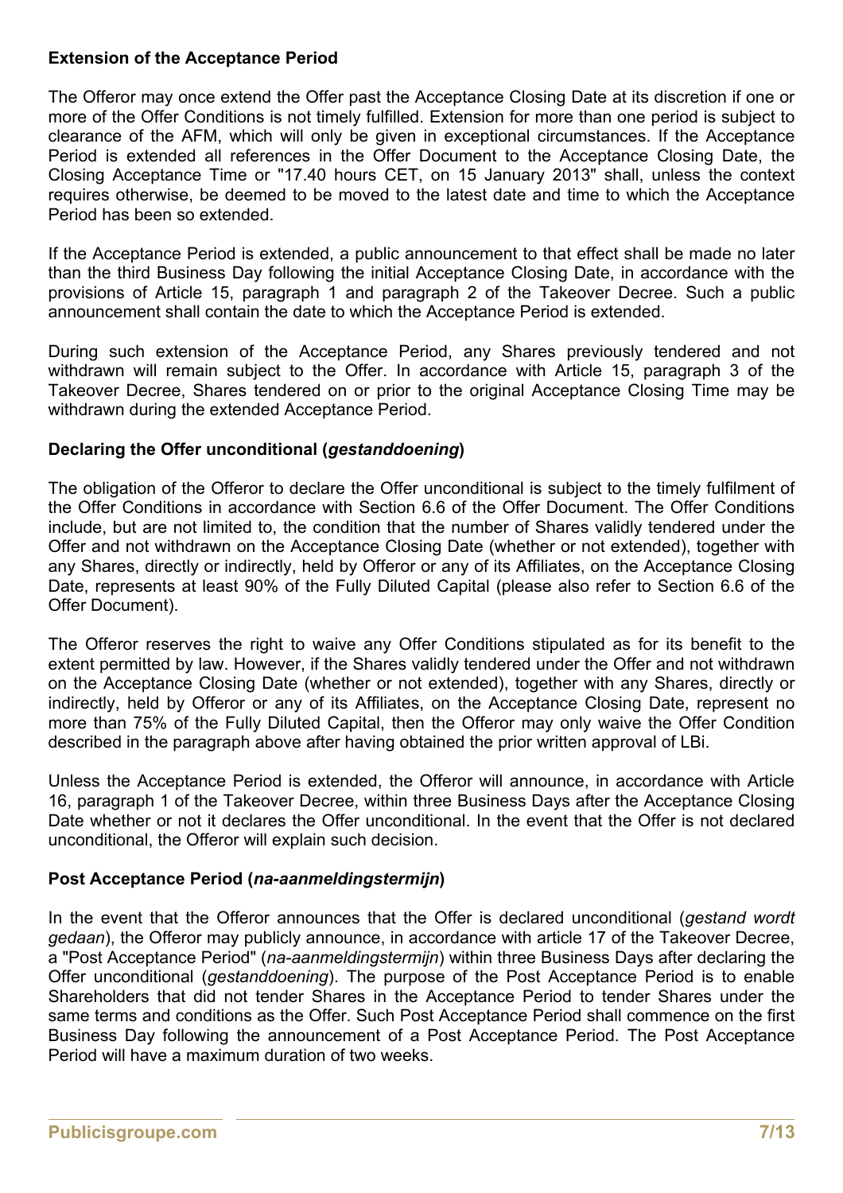**Extension of the Acceptance Period**

The Offeror may once extend the Offer past the Acceptance Closing Date at its discretion if one or more of the Offer Conditions is not timely fulfilled. Extension for more than one period is subject to clearance of the AFM, which will only be given in exceptional circumstances. If the Acceptance Period is extended all references in the Offer Document to the Acceptance Closing Date, the Closing Acceptance Time or "17.40 hours CET, on 15 January 2013" shall, unless the context requires otherwise, be deemed to be moved to the latest date and time to which the Acceptance Period has been so extended.

If the Acceptance Period is extended, a public announcement to that effect shall be made no later than the third Business Day following the initial Acceptance Closing Date, in accordance with the provisions of Article 15, paragraph 1 and paragraph 2 of the Takeover Decree. Such a public announcement shall contain the date to which the Acceptance Period is extended.

During such extension of the Acceptance Period, any Shares previously tendered and not withdrawn will remain subject to the Offer. In accordance with Article 15, paragraph 3 of the Takeover Decree, Shares tendered on or prior to the original Acceptance Closing Time may be withdrawn during the extended Acceptance Period.

**Declaring the Offer unconditional (*gestanddoening*)**

The obligation of the Offeror to declare the Offer unconditional is subject to the timely fulfilment of the Offer Conditions in accordance with Section 6.6 of the Offer Document. The Offer Conditions include, but are not limited to, the condition that the number of Shares validly tendered under the Offer and not withdrawn on the Acceptance Closing Date (whether or not extended), together with any Shares, directly or indirectly, held by Offeror or any of its Affiliates, on the Acceptance Closing Date, represents at least 90% of the Fully Diluted Capital (please also refer to Section 6.6 of the Offer Document).

The Offeror reserves the right to waive any Offer Conditions stipulated as for its benefit to the extent permitted by law. However, if the Shares validly tendered under the Offer and not withdrawn on the Acceptance Closing Date (whether or not extended), together with any Shares, directly or indirectly, held by Offeror or any of its Affiliates, on the Acceptance Closing Date, represent no more than 75% of the Fully Diluted Capital, then the Offeror may only waive the Offer Condition described in the paragraph above after having obtained the prior written approval of LBi.

Unless the Acceptance Period is extended, the Offeror will announce, in accordance with Article 16, paragraph 1 of the Takeover Decree, within three Business Days after the Acceptance Closing Date whether or not it declares the Offer unconditional. In the event that the Offer is not declared unconditional, the Offeror will explain such decision.

**Post Acceptance Period (*na-aanmeldingstermijn*)**

In the event that the Offeror announces that the Offer is declared unconditional (*gestand wordt gedaan*), the Offeror may publicly announce, in accordance with article 17 of the Takeover Decree, a "Post Acceptance Period" (*na-aanmeldingstermijn*) within three Business Days after declaring the Offer unconditional (*gestanddoening*). The purpose of the Post Acceptance Period is to enable Shareholders that did not tender Shares in the Acceptance Period to tender Shares under the same terms and conditions as the Offer. Such Post Acceptance Period shall commence on the first Business Day following the announcement of a Post Acceptance Period. The Post Acceptance Period will have a maximum duration of two weeks.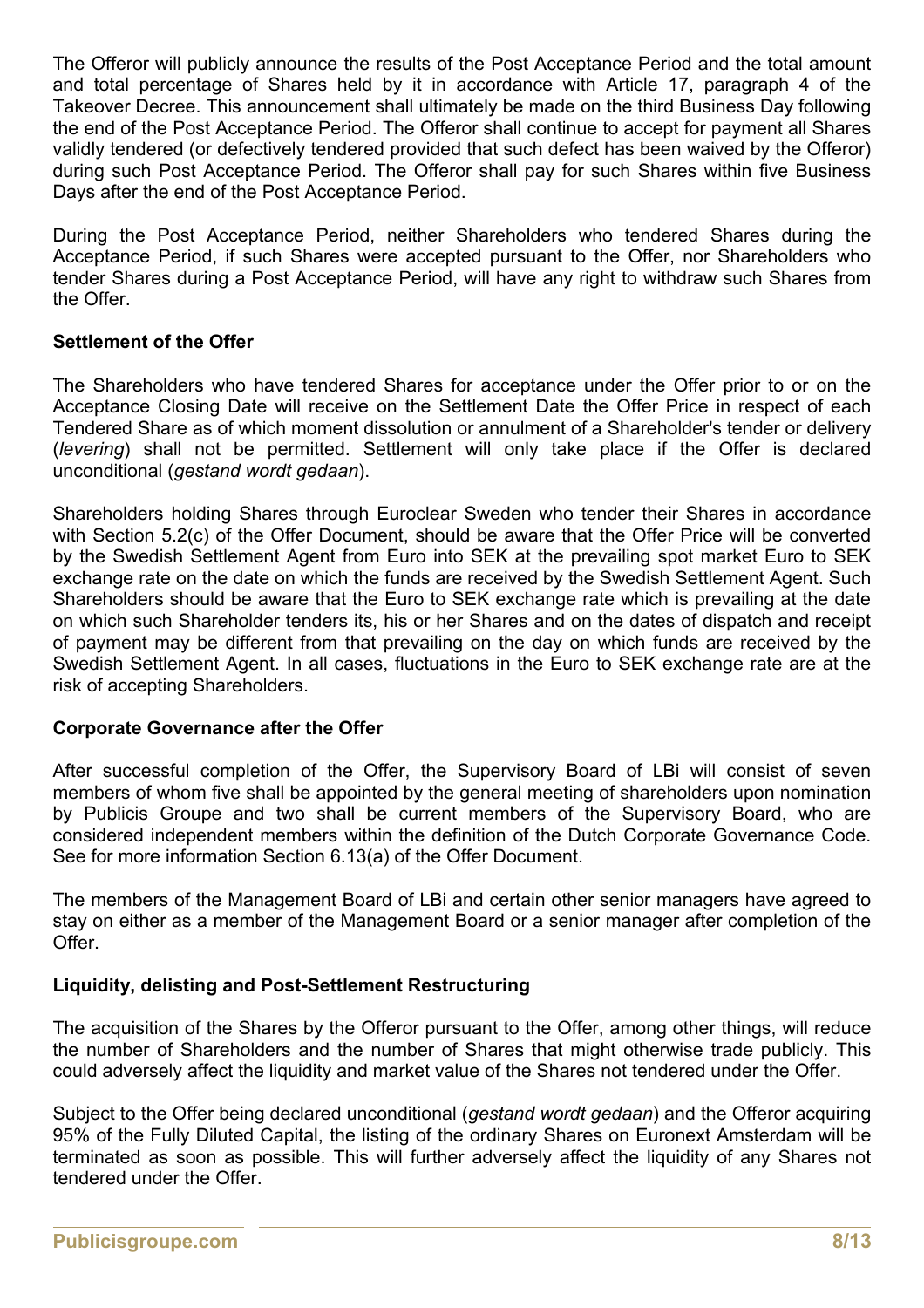The Offeror will publicly announce the results of the Post Acceptance Period and the total amount and total percentage of Shares held by it in accordance with Article 17, paragraph 4 of the Takeover Decree. This announcement shall ultimately be made on the third Business Day following the end of the Post Acceptance Period. The Offeror shall continue to accept for payment all Shares validly tendered (or defectively tendered provided that such defect has been waived by the Offeror) during such Post Acceptance Period. The Offeror shall pay for such Shares within five Business Days after the end of the Post Acceptance Period.

During the Post Acceptance Period, neither Shareholders who tendered Shares during the Acceptance Period, if such Shares were accepted pursuant to the Offer, nor Shareholders who tender Shares during a Post Acceptance Period, will have any right to withdraw such Shares from the Offer.

**Settlement of the Offer**

The Shareholders who have tendered Shares for acceptance under the Offer prior to or on the Acceptance Closing Date will receive on the Settlement Date the Offer Price in respect of each Tendered Share as of which moment dissolution or annulment of a Shareholder's tender or delivery (*levering*) shall not be permitted. Settlement will only take place if the Offer is declared unconditional (*gestand wordt gedaan*).

Shareholders holding Shares through Euroclear Sweden who tender their Shares in accordance with Section 5.2(c) of the Offer Document, should be aware that the Offer Price will be converted by the Swedish Settlement Agent from Euro into SEK at the prevailing spot market Euro to SEK exchange rate on the date on which the funds are received by the Swedish Settlement Agent. Such Shareholders should be aware that the Euro to SEK exchange rate which is prevailing at the date on which such Shareholder tenders its, his or her Shares and on the dates of dispatch and receipt of payment may be different from that prevailing on the day on which funds are received by the Swedish Settlement Agent. In all cases, fluctuations in the Euro to SEK exchange rate are at the risk of accepting Shareholders.

**Corporate Governance after the Offer**

After successful completion of the Offer, the Supervisory Board of LBi will consist of seven members of whom five shall be appointed by the general meeting of shareholders upon nomination by Publicis Groupe and two shall be current members of the Supervisory Board, who are considered independent members within the definition of the Dutch Corporate Governance Code. See for more information Section 6.13(a) of the Offer Document.

The members of the Management Board of LBi and certain other senior managers have agreed to stay on either as a member of the Management Board or a senior manager after completion of the Offer.

**Liquidity, delisting and Post-Settlement Restructuring**

The acquisition of the Shares by the Offeror pursuant to the Offer, among other things, will reduce the number of Shareholders and the number of Shares that might otherwise trade publicly. This could adversely affect the liquidity and market value of the Shares not tendered under the Offer.

Subject to the Offer being declared unconditional (*gestand wordt gedaan*) and the Offeror acquiring 95% of the Fully Diluted Capital, the listing of the ordinary Shares on Euronext Amsterdam will be terminated as soon as possible. This will further adversely affect the liquidity of any Shares not tendered under the Offer.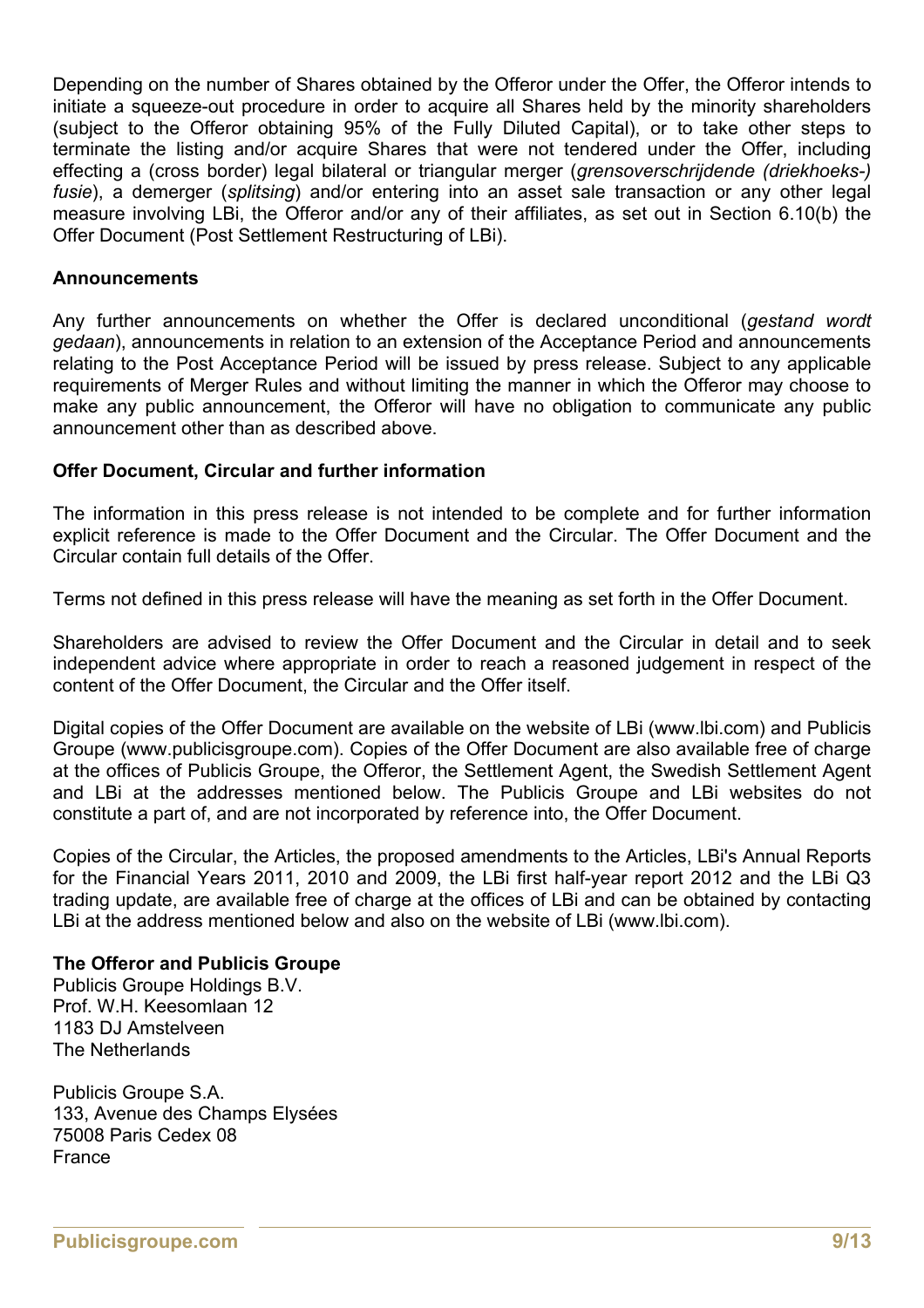Depending on the number of Shares obtained by the Offeror under the Offer, the Offeror intends to initiate a squeeze-out procedure in order to acquire all Shares held by the minority shareholders (subject to the Offeror obtaining 95% of the Fully Diluted Capital), or to take other steps to terminate the listing and/or acquire Shares that were not tendered under the Offer, including effecting a (cross border) legal bilateral or triangular merger (*grensoverschrijdende (driekhoeks-) fusie*), a demerger (*splitsing*) and/or entering into an asset sale transaction or any other legal measure involving LBi, the Offeror and/or any of their affiliates, as set out in Section 6.10(b) the Offer Document (Post Settlement Restructuring of LBi).

**Announcements**

Any further announcements on whether the Offer is declared unconditional (*gestand wordt gedaan*), announcements in relation to an extension of the Acceptance Period and announcements relating to the Post Acceptance Period will be issued by press release. Subject to any applicable requirements of Merger Rules and without limiting the manner in which the Offeror may choose to make any public announcement, the Offeror will have no obligation to communicate any public announcement other than as described above.

**Offer Document, Circular and further information**

The information in this press release is not intended to be complete and for further information explicit reference is made to the Offer Document and the Circular. The Offer Document and the Circular contain full details of the Offer.

Terms not defined in this press release will have the meaning as set forth in the Offer Document.

Shareholders are advised to review the Offer Document and the Circular in detail and to seek independent advice where appropriate in order to reach a reasoned judgement in respect of the content of the Offer Document, the Circular and the Offer itself.

Digital copies of the Offer Document are available on the website of LBi (www.lbi.com) and Publicis Groupe (www.publicisgroupe.com). Copies of the Offer Document are also available free of charge at the offices of Publicis Groupe, the Offeror, the Settlement Agent, the Swedish Settlement Agent and LBi at the addresses mentioned below. The Publicis Groupe and LBi websites do not constitute a part of, and are not incorporated by reference into, the Offer Document.

Copies of the Circular, the Articles, the proposed amendments to the Articles, LBi's Annual Reports for the Financial Years 2011, 2010 and 2009, the LBi first half-year report 2012 and the LBi Q3 trading update, are available free of charge at the offices of LBi and can be obtained by contacting LBi at the address mentioned below and also on the website of LBi (www.lbi.com).

**The Offeror and Publicis Groupe**
Publicis Groupe Holdings B.V.
Prof. W.H. Keesomlaan 12
1183 DJ Amstelveen
The Netherlands

Publicis Groupe S.A.
133, Avenue des Champs Elysées
75008 Paris Cedex 08
France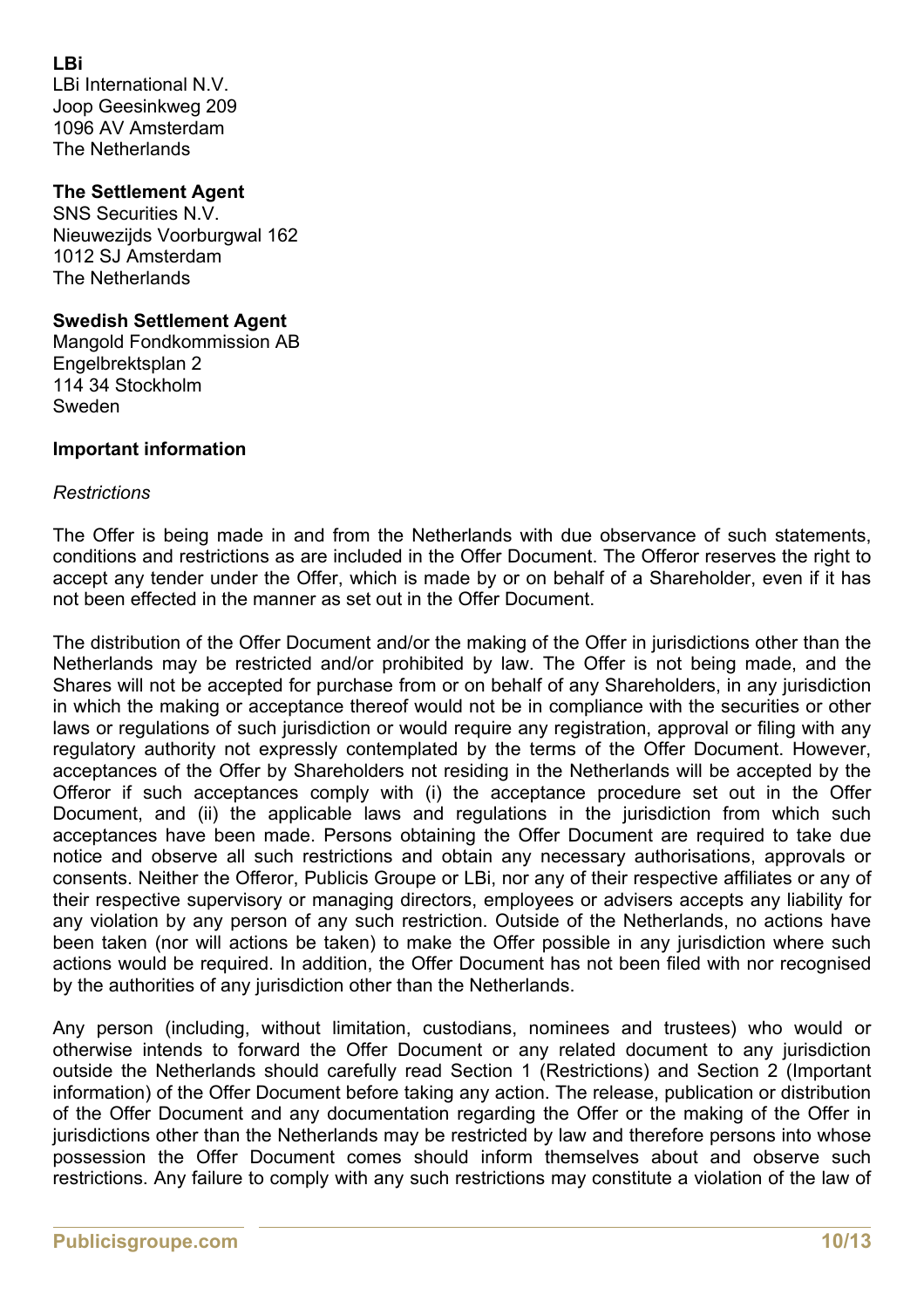**LBi**
LBi International N.V.
Joop Geesinkweg 209
1096 AV Amsterdam
The Netherlands

**The Settlement Agent**
SNS Securities N.V.
Nieuwezijds Voorburgwal 162
1012 SJ Amsterdam
The Netherlands

**Swedish Settlement Agent**
Mangold Fondkommission AB
Engelbrektsplan 2
114 34 Stockholm
Sweden

**Important information**

*Restrictions*

The Offer is being made in and from the Netherlands with due observance of such statements, conditions and restrictions as are included in the Offer Document. The Offeror reserves the right to accept any tender under the Offer, which is made by or on behalf of a Shareholder, even if it has not been effected in the manner as set out in the Offer Document.

The distribution of the Offer Document and/or the making of the Offer in jurisdictions other than the Netherlands may be restricted and/or prohibited by law. The Offer is not being made, and the Shares will not be accepted for purchase from or on behalf of any Shareholders, in any jurisdiction in which the making or acceptance thereof would not be in compliance with the securities or other laws or regulations of such jurisdiction or would require any registration, approval or filing with any regulatory authority not expressly contemplated by the terms of the Offer Document. However, acceptances of the Offer by Shareholders not residing in the Netherlands will be accepted by the Offeror if such acceptances comply with (i) the acceptance procedure set out in the Offer Document, and (ii) the applicable laws and regulations in the jurisdiction from which such acceptances have been made. Persons obtaining the Offer Document are required to take due notice and observe all such restrictions and obtain any necessary authorisations, approvals or consents. Neither the Offeror, Publicis Groupe or LBi, nor any of their respective affiliates or any of their respective supervisory or managing directors, employees or advisers accepts any liability for any violation by any person of any such restriction. Outside of the Netherlands, no actions have been taken (nor will actions be taken) to make the Offer possible in any jurisdiction where such actions would be required. In addition, the Offer Document has not been filed with nor recognised by the authorities of any jurisdiction other than the Netherlands.

Any person (including, without limitation, custodians, nominees and trustees) who would or otherwise intends to forward the Offer Document or any related document to any jurisdiction outside the Netherlands should carefully read Section 1 (Restrictions) and Section 2 (Important information) of the Offer Document before taking any action. The release, publication or distribution of the Offer Document and any documentation regarding the Offer or the making of the Offer in jurisdictions other than the Netherlands may be restricted by law and therefore persons into whose possession the Offer Document comes should inform themselves about and observe such restrictions. Any failure to comply with any such restrictions may constitute a violation of the law of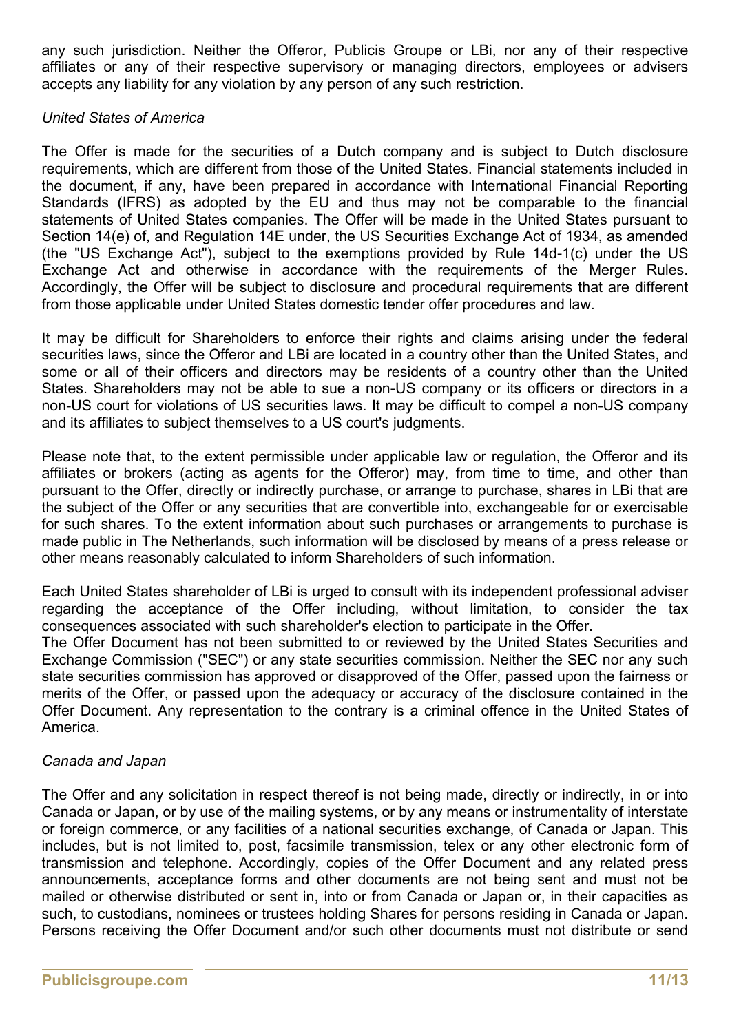any such jurisdiction. Neither the Offeror, Publicis Groupe or LBi, nor any of their respective affiliates or any of their respective supervisory or managing directors, employees or advisers accepts any liability for any violation by any person of any such restriction.

*United States of America*

The Offer is made for the securities of a Dutch company and is subject to Dutch disclosure requirements, which are different from those of the United States. Financial statements included in the document, if any, have been prepared in accordance with International Financial Reporting Standards (IFRS) as adopted by the EU and thus may not be comparable to the financial statements of United States companies. The Offer will be made in the United States pursuant to Section 14(e) of, and Regulation 14E under, the US Securities Exchange Act of 1934, as amended (the "US Exchange Act"), subject to the exemptions provided by Rule 14d-1(c) under the US Exchange Act and otherwise in accordance with the requirements of the Merger Rules. Accordingly, the Offer will be subject to disclosure and procedural requirements that are different from those applicable under United States domestic tender offer procedures and law.

It may be difficult for Shareholders to enforce their rights and claims arising under the federal securities laws, since the Offeror and LBi are located in a country other than the United States, and some or all of their officers and directors may be residents of a country other than the United States. Shareholders may not be able to sue a non-US company or its officers or directors in a non-US court for violations of US securities laws. It may be difficult to compel a non-US company and its affiliates to subject themselves to a US court's judgments.

Please note that, to the extent permissible under applicable law or regulation, the Offeror and its affiliates or brokers (acting as agents for the Offeror) may, from time to time, and other than pursuant to the Offer, directly or indirectly purchase, or arrange to purchase, shares in LBi that are the subject of the Offer or any securities that are convertible into, exchangeable for or exercisable for such shares. To the extent information about such purchases or arrangements to purchase is made public in The Netherlands, such information will be disclosed by means of a press release or other means reasonably calculated to inform Shareholders of such information.

Each United States shareholder of LBi is urged to consult with its independent professional adviser regarding the acceptance of the Offer including, without limitation, to consider the tax consequences associated with such shareholder's election to participate in the Offer.
The Offer Document has not been submitted to or reviewed by the United States Securities and Exchange Commission ("SEC") or any state securities commission. Neither the SEC nor any such state securities commission has approved or disapproved of the Offer, passed upon the fairness or merits of the Offer, or passed upon the adequacy or accuracy of the disclosure contained in the Offer Document. Any representation to the contrary is a criminal offence in the United States of America.

*Canada and Japan*

The Offer and any solicitation in respect thereof is not being made, directly or indirectly, in or into Canada or Japan, or by use of the mailing systems, or by any means or instrumentality of interstate or foreign commerce, or any facilities of a national securities exchange, of Canada or Japan. This includes, but is not limited to, post, facsimile transmission, telex or any other electronic form of transmission and telephone. Accordingly, copies of the Offer Document and any related press announcements, acceptance forms and other documents are not being sent and must not be mailed or otherwise distributed or sent in, into or from Canada or Japan or, in their capacities as such, to custodians, nominees or trustees holding Shares for persons residing in Canada or Japan. Persons receiving the Offer Document and/or such other documents must not distribute or send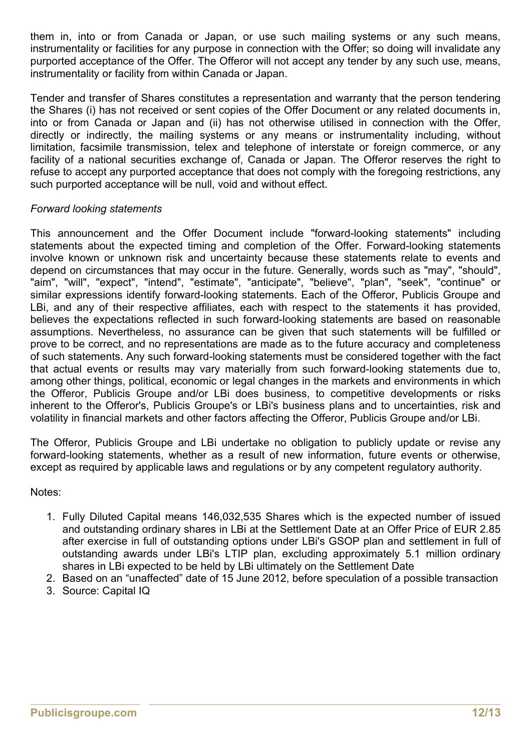them in, into or from Canada or Japan, or use such mailing systems or any such means, instrumentality or facilities for any purpose in connection with the Offer; so doing will invalidate any purported acceptance of the Offer. The Offeror will not accept any tender by any such use, means, instrumentality or facility from within Canada or Japan.

Tender and transfer of Shares constitutes a representation and warranty that the person tendering the Shares (i) has not received or sent copies of the Offer Document or any related documents in, into or from Canada or Japan and (ii) has not otherwise utilised in connection with the Offer, directly or indirectly, the mailing systems or any means or instrumentality including, without limitation, facsimile transmission, telex and telephone of interstate or foreign commerce, or any facility of a national securities exchange of, Canada or Japan. The Offeror reserves the right to refuse to accept any purported acceptance that does not comply with the foregoing restrictions, any such purported acceptance will be null, void and without effect.

*Forward looking statements*

This announcement and the Offer Document include "forward-looking statements" including statements about the expected timing and completion of the Offer. Forward-looking statements involve known or unknown risk and uncertainty because these statements relate to events and depend on circumstances that may occur in the future. Generally, words such as "may", "should", "aim", "will", "expect", "intend", "estimate", "anticipate", "believe", "plan", "seek", "continue" or similar expressions identify forward-looking statements. Each of the Offeror, Publicis Groupe and LBi, and any of their respective affiliates, each with respect to the statements it has provided, believes the expectations reflected in such forward-looking statements are based on reasonable assumptions. Nevertheless, no assurance can be given that such statements will be fulfilled or prove to be correct, and no representations are made as to the future accuracy and completeness of such statements. Any such forward-looking statements must be considered together with the fact that actual events or results may vary materially from such forward-looking statements due to, among other things, political, economic or legal changes in the markets and environments in which the Offeror, Publicis Groupe and/or LBi does business, to competitive developments or risks inherent to the Offeror's, Publicis Groupe's or LBi's business plans and to uncertainties, risk and volatility in financial markets and other factors affecting the Offeror, Publicis Groupe and/or LBi.

The Offeror, Publicis Groupe and LBi undertake no obligation to publicly update or revise any forward-looking statements, whether as a result of new information, future events or otherwise, except as required by applicable laws and regulations or by any competent regulatory authority.

Notes:

1. Fully Diluted Capital means 146,032,535 Shares which is the expected number of issued and outstanding ordinary shares in LBi at the Settlement Date at an Offer Price of EUR 2.85 after exercise in full of outstanding options under LBi's GSOP plan and settlement in full of outstanding awards under LBi's LTIP plan, excluding approximately 5.1 million ordinary shares in LBi expected to be held by LBi ultimately on the Settlement Date
2. Based on an “unaffected” date of 15 June 2012, before speculation of a possible transaction
3. Source: Capital IQ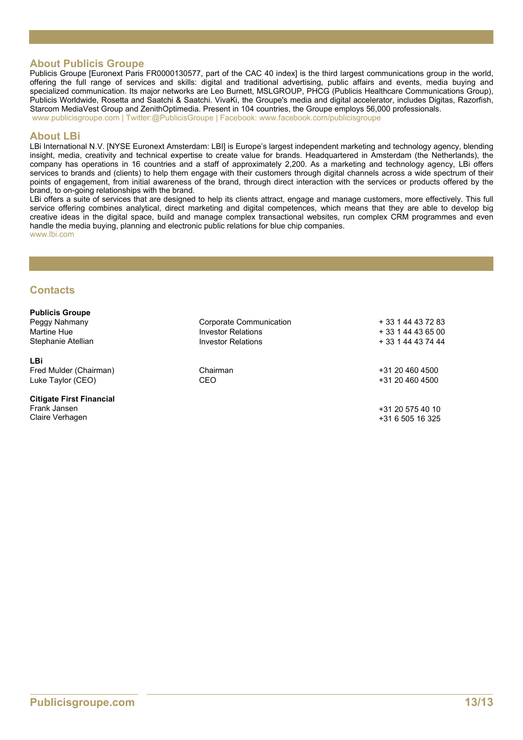## About Publicis Groupe

Publicis Groupe [Euronext Paris FR0000130577, part of the CAC 40 index] is the third largest communications group in the world, offering the full range of services and skills: digital and traditional advertising, public affairs and events, media buying and specialized communication. Its major networks are Leo Burnett, MSLGROUP, PHCG (Publicis Healthcare Communications Group), Publicis Worldwide, Rosetta and Saatchi & Saatchi. VivaKi, the Groupe's media and digital accelerator, includes Digitas, Razorfish, Starcom MediaVest Group and ZenithOptimedia. Present in 104 countries, the Groupe employs 56,000 professionals.
www.publicisgroupe.com | Twitter:@PublicisGroupe | Facebook: www.facebook.com/publicisgroupe

## About LBi

LBi International N.V. [NYSE Euronext Amsterdam: LBI] is Europe's largest independent marketing and technology agency, blending insight, media, creativity and technical expertise to create value for brands. Headquartered in Amsterdam (the Netherlands), the company has operations in 16 countries and a staff of approximately 2,200. As a marketing and technology agency, LBi offers services to brands and (clients) to help them engage with their customers through digital channels across a wide spectrum of their points of engagement, from initial awareness of the brand, through direct interaction with the services or products offered by the brand, to on-going relationships with the brand.
LBi offers a suite of services that are designed to help its clients attract, engage and manage customers, more effectively. This full service offering combines analytical, direct marketing and digital competences, which means that they are able to develop big creative ideas in the digital space, build and manage complex transactional websites, run complex CRM programmes and even handle the media buying, planning and electronic public relations for blue chip companies.
www.lbi.com

## Contacts

| | | |
|---|---|---|
| **Publicis Groupe** | | |
| Peggy Nahmany | Corporate Communication | + 33 1 44 43 72 83 |
| Martine Hue | Investor Relations | + 33 1 44 43 65 00 |
| Stephanie Atellian | Investor Relations | + 33 1 44 43 74 44 |
| **LBi** | | |
| Fred Mulder (Chairman) | Chairman | +31 20 460 4500 |
| Luke Taylor (CEO) | CEO | +31 20 460 4500 |
| **Citigate First Financial** | | |
| Frank Jansen | | +31 20 575 40 10 |
| Claire Verhagen | | +31 6 505 16 325 |